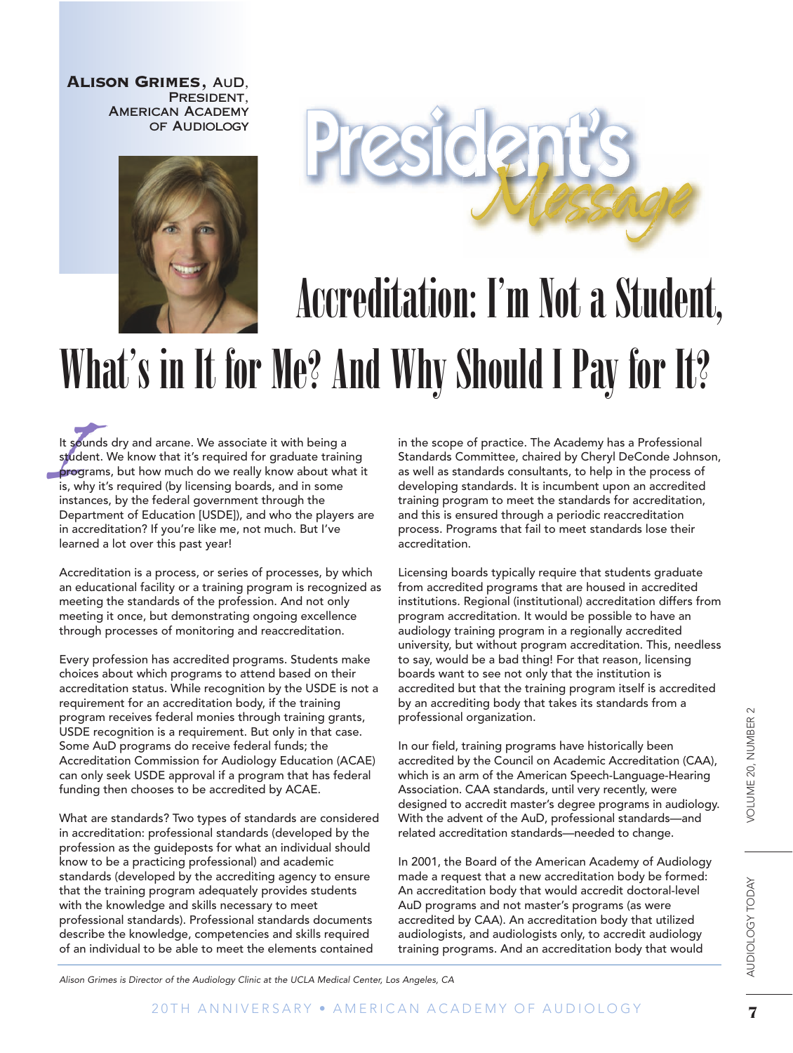**Alison Grimes, AuD, President, American Academy of Audiology**

# President's Message

# Accreditation: I'm Not a Student, What's in It for Me? And Why Should I Pay for It?

It sounds dry and arcane. We associate it with being a student. We know that it's required for graduate training programs, but how much do we really know about what it is, why it's required (by licensing boards, and in some instances, by the federal government through the Department of Education [USDE]), and who the players are in accreditation? If you're like me, not much. But I've learned a lot over this past year!

Accreditation is a process, or series of processes, by which an educational facility or a training program is recognized as meeting the standards of the profession. And not only meeting it once, but demonstrating ongoing excellence through processes of monitoring and reaccreditation.

Every profession has accredited programs. Students make choices about which programs to attend based on their accreditation status. While recognition by the USDE is not a requirement for an accreditation body, if the training program receives federal monies through training grants, USDE recognition is a requirement. But only in that case. Some AuD programs do receive federal funds; the Accreditation Commission for Audiology Education (ACAE) can only seek USDE approval if a program that has federal funding then chooses to be accredited by ACAE.

What are standards? Two types of standards are considered in accreditation: professional standards (developed by the profession as the guideposts for what an individual should know to be a practicing professional) and academic standards (developed by the accrediting agency to ensure that the training program adequately provides students with the knowledge and skills necessary to meet professional standards). Professional standards documents describe the knowledge, competencies and skills required of an individual to be able to meet the elements contained in the scope of practice. The Academy has a Professional Standards Committee, chaired by Cheryl DeConde Johnson, as well as standards consultants, to help in the process of developing standards. It is incumbent upon an accredited training program to meet the standards for accreditation, and this is ensured through a periodic reaccreditation process. Programs that fail to meet standards lose their accreditation.

Licensing boards typically require that students graduate from accredited programs that are housed in accredited institutions. Regional (institutional) accreditation differs from program accreditation. It would be possible to have an audiology training program in a regionally accredited university, but without program accreditation. This, needless to say, would be a bad thing! For that reason, licensing boards want to see not only that the institution is accredited but that the training program itself is accredited by an accrediting body that takes its standards from a professional organization.

In our field, training programs have historically been accredited by the Council on Academic Accreditation (CAA), which is an arm of the American Speech-Language-Hearing Association. CAA standards, until very recently, were designed to accredit master's degree programs in audiology. With the advent of the AuD, professional standards—and related accreditation standards—needed to change.

In 2001, the Board of the American Academy of Audiology made a request that a new accreditation body be formed: An accreditation body that would accredit doctoral-level AuD programs and not master's programs (as were accredited by CAA). An accreditation body that utilized audiologists, and audiologists only, to accredit audiology training programs. And an accreditation body that would

*Alison Grimes is Director of the Audiology Clinic at the UCLA Medical Center, Los Angeles, CA*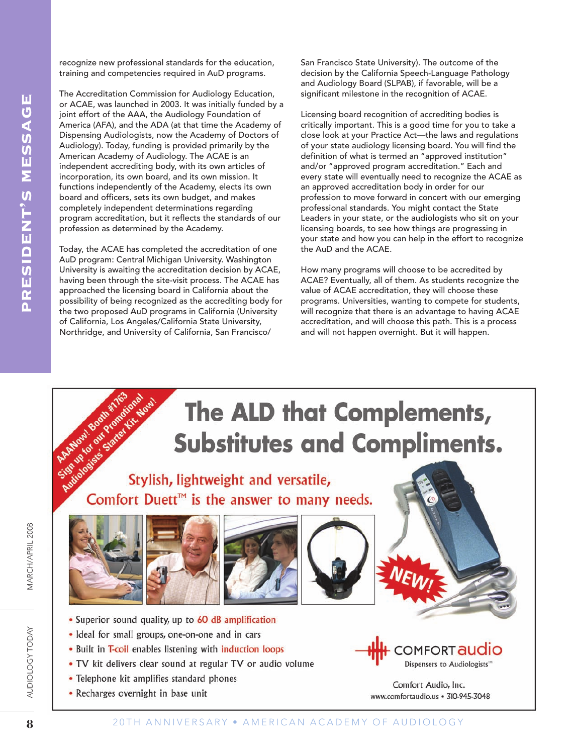recognize new professional standards for the education, training and competencies required in AuD programs.

The Accreditation Commission for Audiology Education, or ACAE, was launched in 2003. It was initially funded by a joint effort of the AAA, the Audiology Foundation of America (AFA), and the ADA (at that time the Academy of Dispensing Audiologists, now the Academy of Doctors of Audiology). Today, funding is provided primarily by the American Academy of Audiology. The ACAE is an independent accrediting body, with its own articles of incorporation, its own board, and its own mission. It functions independently of the Academy, elects its own board and officers, sets its own budget, and makes completely independent determinations regarding program accreditation, but it reflects the standards of our profession as determined by the Academy.

Today, the ACAE has completed the accreditation of one AuD program: Central Michigan University. Washington University is awaiting the accreditation decision by ACAE, having been through the site-visit process. The ACAE has approached the licensing board in California about the possibility of being recognized as the accrediting body for the two proposed AuD programs in California (University of California, Los Angeles/California State University, Northridge, and University of California, San Francisco/San Francisco State University). The outcome of the decision by the California Speech-Language Pathology and Audiology Board (SLPAB), if favorable, will be a significant milestone in the recognition of ACAE.

Licensing board recognition of accrediting bodies is critically important. This is a good time for you to take a close look at your Practice Act—the laws and regulations of your state audiology licensing board. You will find the definition of what is termed an "approved institution" and/or "approved program accreditation." Each and every state will eventually need to recognize the ACAE as an approved accreditation body in order for our profession to move forward in concert with our emerging professional standards. You might contact the State Leaders in your state, or the audiologists who sit on your licensing boards, to see how things are progressing in your state and how you can help in the effort to recognize the AuD and the ACAE.

How many programs will choose to be accredited by ACAE? Eventually, all of them. As students recognize the value of ACAE accreditation, they will choose these programs. Universities, wanting to compete for students, will recognize that there is an advantage to having ACAE accreditation, and will choose this path. This is a process and will not happen overnight. But it will happen.

---

AAANow! Booth #1763
Sign up for our Promotional Audiologists' Starter Kit, Now!

# The ALD that Complements, Substitutes and Compliments.

Stylish, lightweight and versatile, Comfort Duett™ is the answer to many needs.

NEW!

- Superior sound quality, up to 60 dB amplification
- Ideal for small groups, one-on-one and in cars
- Built in T-coil enables listening with induction loops
- TV kit delivers clear sound at regular TV or audio volume
- Telephone kit amplifies standard phones
- Recharges overnight in base unit

COMFORT audio
Dispensers to Audiologists™

Comfort Audio, Inc.
www.comfortaudio.us • 310-945-3048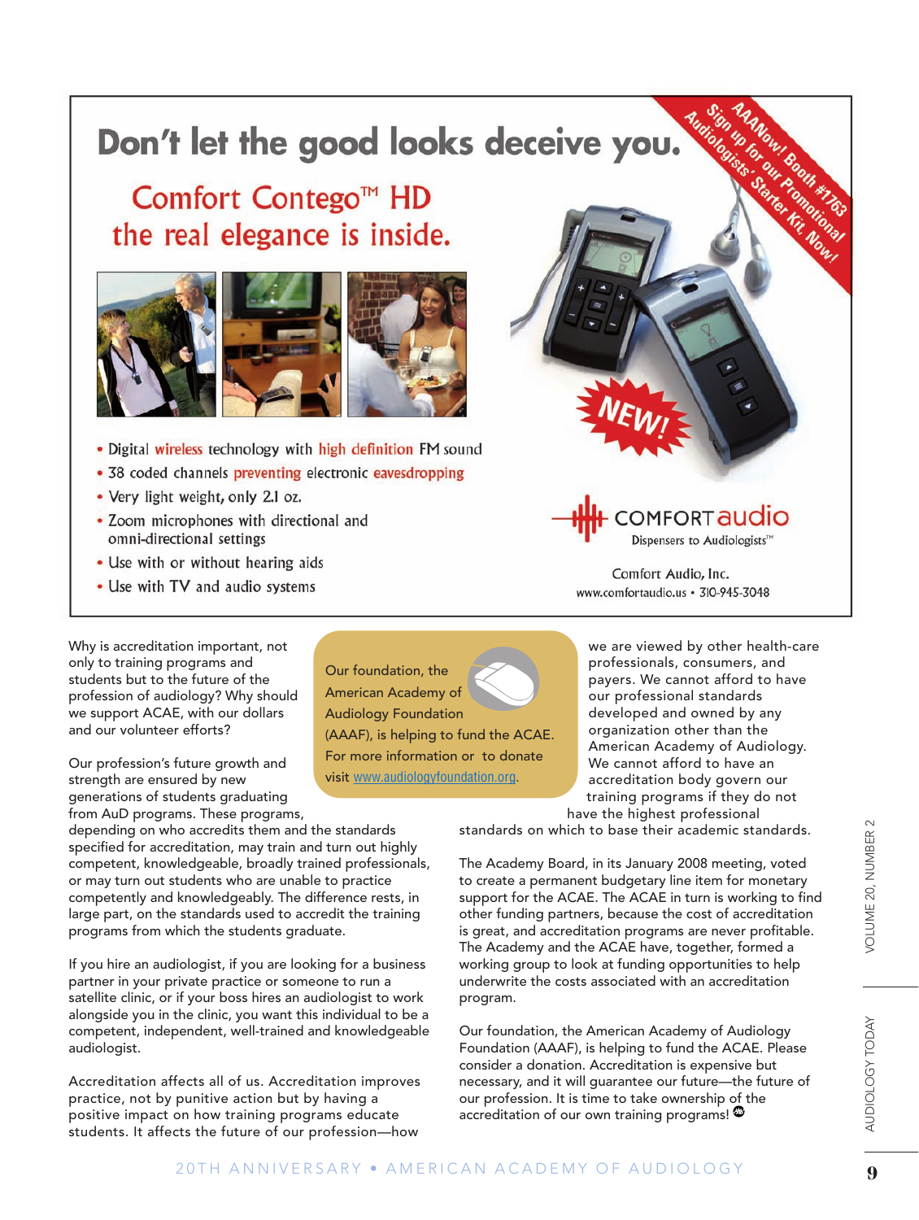# Don't let the good looks deceive you.

## Comfort Contego™ HD the real elegance is inside.

AAANow! Booth #1763 Sign up for our Promotional Audiologists' Starter Kit, Now!

NEW!

- Digital wireless technology with high definition FM sound
- 38 coded channels preventing electronic eavesdropping
- Very light weight, only 2.1 oz.
- Zoom microphones with directional and omni-directional settings
- Use with or without hearing aids
- Use with TV and audio systems

COMFORT audio
Dispensers to Audiologists™

Comfort Audio, Inc.
www.comfortaudio.us • 310-945-3048

---

Why is accreditation important, not only to training programs and students but to the future of the profession of audiology? Why should we support ACAE, with our dollars and our volunteer efforts?

Our profession's future growth and strength are ensured by new generations of students graduating from AuD programs. These programs, depending on who accredits them and the standards specified for accreditation, may train and turn out highly competent, knowledgeable, broadly trained professionals, or may turn out students who are unable to practice competently and knowledgeably. The difference rests, in large part, on the standards used to accredit the training programs from which the students graduate.

If you hire an audiologist, if you are looking for a business partner in your private practice or someone to run a satellite clinic, or if your boss hires an audiologist to work alongside you in the clinic, you want this individual to be a competent, independent, well-trained and knowledgeable audiologist.

Accreditation affects all of us. Accreditation improves practice, not by punitive action but by having a positive impact on how training programs educate students. It affects the future of our profession—how we are viewed by other health-care professionals, consumers, and payers. We cannot afford to have our professional standards developed and owned by any organization other than the American Academy of Audiology. We cannot afford to have an accreditation body govern our training programs if they do not have the highest professional standards on which to base their academic standards.

> Our foundation, the American Academy of Audiology Foundation (AAAF), is helping to fund the ACAE. For more information or to donate visit www.audiologyfoundation.org.

The Academy Board, in its January 2008 meeting, voted to create a permanent budgetary line item for monetary support for the ACAE. The ACAE in turn is working to find other funding partners, because the cost of accreditation is great, and accreditation programs are never profitable. The Academy and the ACAE have, together, formed a working group to look at funding opportunities to help underwrite the costs associated with an accreditation program.

Our foundation, the American Academy of Audiology Foundation (AAAF), is helping to fund the ACAE. Please consider a donation. Accreditation is expensive but necessary, and it will guarantee our future—the future of our profession. It is time to take ownership of the accreditation of our own training programs!